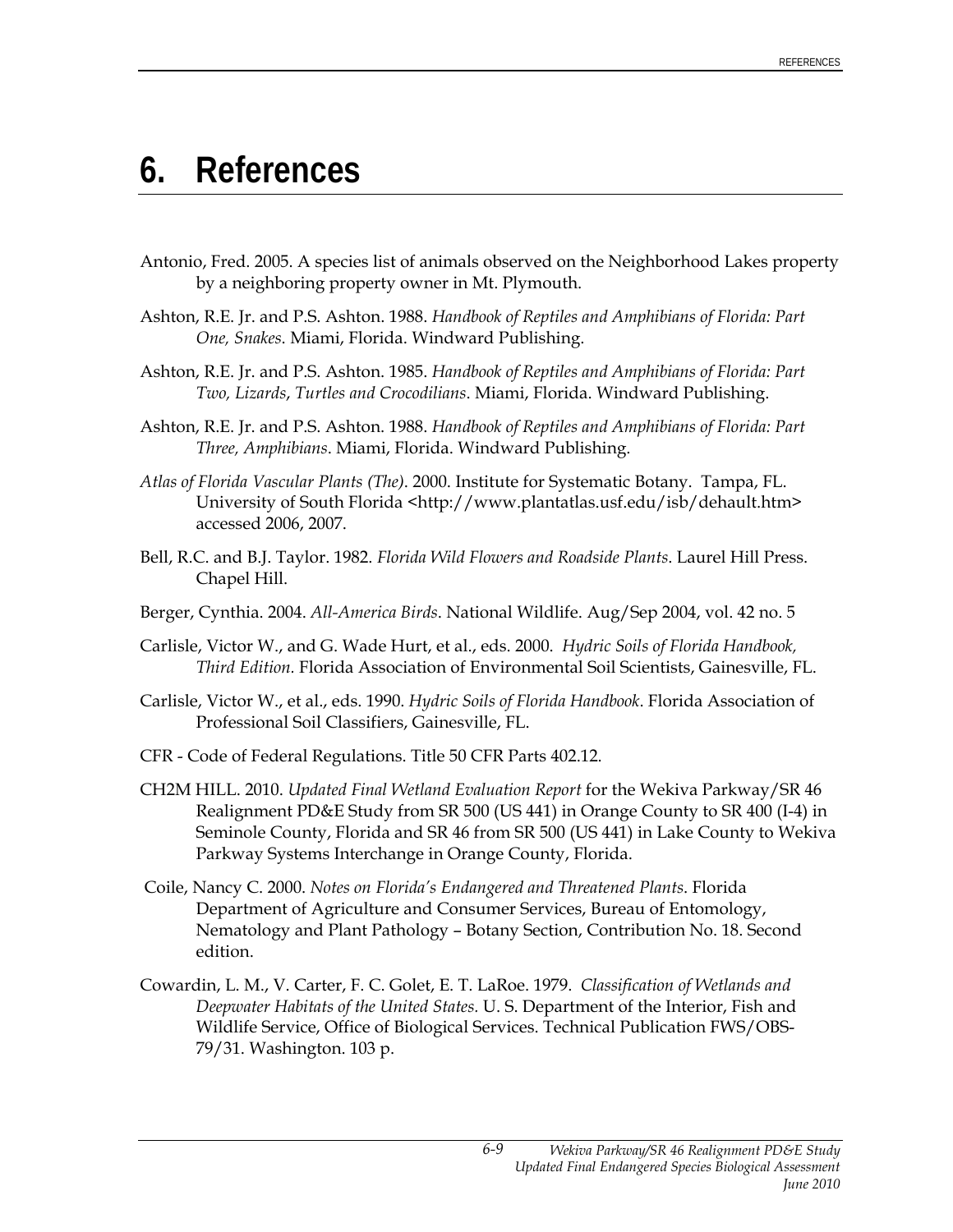# 6. References

Antonio, Fred. 2005. A species list of animals observed on the Neighborhood Lakes property by a neighboring property owner in Mt. Plymouth.

Ashton, R.E. Jr. and P.S. Ashton. 1988. *Handbook of Reptiles and Amphibians of Florida: Part One, Snakes*. Miami, Florida. Windward Publishing.

Ashton, R.E. Jr. and P.S. Ashton. 1985. *Handbook of Reptiles and Amphibians of Florida: Part Two, Lizards, Turtles and Crocodilians*. Miami, Florida. Windward Publishing.

Ashton, R.E. Jr. and P.S. Ashton. 1988. *Handbook of Reptiles and Amphibians of Florida: Part Three, Amphibians*. Miami, Florida. Windward Publishing.

*Atlas of Florida Vascular Plants (The)*. 2000. Institute for Systematic Botany. Tampa, FL. University of South Florida <http://www.plantatlas.usf.edu/isb/dehault.htm> accessed 2006, 2007.

Bell, R.C. and B.J. Taylor. 1982. *Florida Wild Flowers and Roadside Plants*. Laurel Hill Press. Chapel Hill.

Berger, Cynthia. 2004. *All-America Birds*. National Wildlife. Aug/Sep 2004, vol. 42 no. 5

Carlisle, Victor W., and G. Wade Hurt, et al., eds. 2000. *Hydric Soils of Florida Handbook, Third Edition*. Florida Association of Environmental Soil Scientists, Gainesville, FL.

Carlisle, Victor W., et al., eds. 1990. *Hydric Soils of Florida Handbook*. Florida Association of Professional Soil Classifiers, Gainesville, FL.

CFR - Code of Federal Regulations. Title 50 CFR Parts 402.12.

CH2M HILL. 2010. *Updated Final Wetland Evaluation Report* for the Wekiva Parkway/SR 46 Realignment PD&E Study from SR 500 (US 441) in Orange County to SR 400 (I-4) in Seminole County, Florida and SR 46 from SR 500 (US 441) in Lake County to Wekiva Parkway Systems Interchange in Orange County, Florida.

Coile, Nancy C. 2000. *Notes on Florida's Endangered and Threatened Plants*. Florida Department of Agriculture and Consumer Services, Bureau of Entomology, Nematology and Plant Pathology – Botany Section, Contribution No. 18. Second edition.

Cowardin, L. M., V. Carter, F. C. Golet, E. T. LaRoe. 1979. *Classification of Wetlands and Deepwater Habitats of the United States*. U. S. Department of the Interior, Fish and Wildlife Service, Office of Biological Services. Technical Publication FWS/OBS-79/31. Washington. 103 p.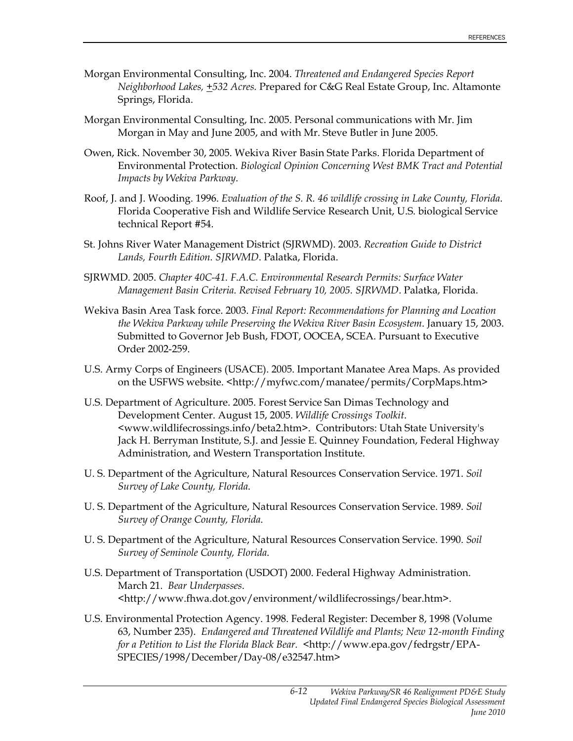Morgan Environmental Consulting, Inc. 2004. *Threatened and Endangered Species Report Neighborhood Lakes, ±532 Acres.* Prepared for C&G Real Estate Group, Inc. Altamonte Springs, Florida.

Morgan Environmental Consulting, Inc. 2005. Personal communications with Mr. Jim Morgan in May and June 2005, and with Mr. Steve Butler in June 2005.

Owen, Rick. November 30, 2005. Wekiva River Basin State Parks. Florida Department of Environmental Protection. *Biological Opinion Concerning West BMK Tract and Potential Impacts by Wekiva Parkway*.

Roof, J. and J. Wooding. 1996. *Evaluation of the S. R. 46 wildlife crossing in Lake County, Florida*. Florida Cooperative Fish and Wildlife Service Research Unit, U.S. biological Service technical Report #54.

St. Johns River Water Management District (SJRWMD). 2003. *Recreation Guide to District Lands, Fourth Edition. SJRWMD*. Palatka, Florida.

SJRWMD. 2005. *Chapter 40C-41. F.A.C. Environmental Research Permits: Surface Water Management Basin Criteria. Revised February 10, 2005. SJRWMD*. Palatka, Florida.

Wekiva Basin Area Task force. 2003. *Final Report: Recommendations for Planning and Location the Wekiva Parkway while Preserving the Wekiva River Basin Ecosystem*. January 15, 2003. Submitted to Governor Jeb Bush, FDOT, OOCEA, SCEA. Pursuant to Executive Order 2002-259.

U.S. Army Corps of Engineers (USACE). 2005. Important Manatee Area Maps. As provided on the USFWS website. <http://myfwc.com/manatee/permits/CorpMaps.htm>

U.S. Department of Agriculture. 2005. Forest Service San Dimas Technology and Development Center. August 15, 2005. *Wildlife Crossings Toolkit*. <www.wildlifecrossings.info/beta2.htm>. Contributors: Utah State University's Jack H. Berryman Institute, S.J. and Jessie E. Quinney Foundation, Federal Highway Administration, and Western Transportation Institute.

U. S. Department of the Agriculture, Natural Resources Conservation Service. 1971. *Soil Survey of Lake County, Florida*.

U. S. Department of the Agriculture, Natural Resources Conservation Service. 1989. *Soil Survey of Orange County, Florida*.

U. S. Department of the Agriculture, Natural Resources Conservation Service. 1990. *Soil Survey of Seminole County, Florida*.

U.S. Department of Transportation (USDOT) 2000. Federal Highway Administration. March 21. *Bear Underpasses*. <http://www.fhwa.dot.gov/environment/wildlifecrossings/bear.htm>.

U.S. Environmental Protection Agency. 1998. Federal Register: December 8, 1998 (Volume 63, Number 235). *Endangered and Threatened Wildlife and Plants; New 12-month Finding for a Petition to List the Florida Black Bear.* <http://www.epa.gov/fedrgstr/EPA-SPECIES/1998/December/Day-08/e32547.htm>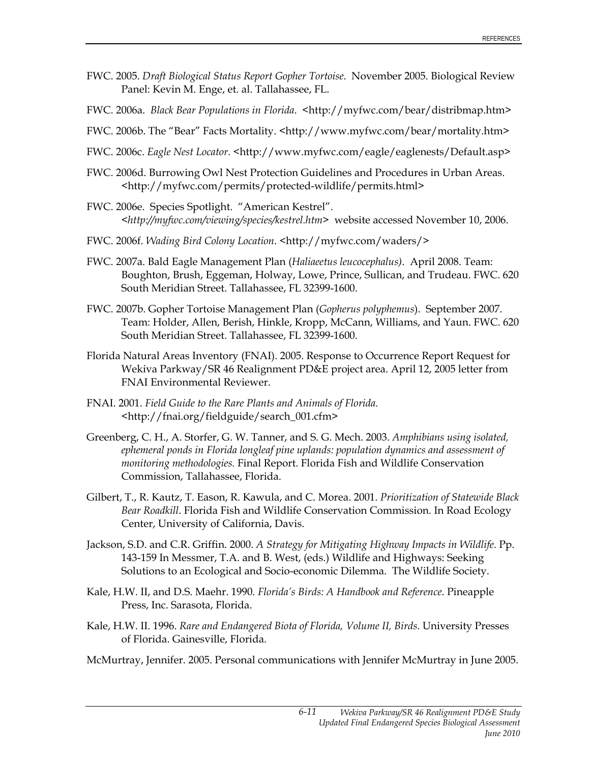FWC. 2005. *Draft Biological Status Report Gopher Tortoise*. November 2005. Biological Review Panel: Kevin M. Enge, et. al. Tallahassee, FL.

FWC. 2006a. *Black Bear Populations in Florida*. <http://myfwc.com/bear/distribmap.htm>

FWC. 2006b. The "Bear" Facts Mortality. <http://www.myfwc.com/bear/mortality.htm>

FWC. 2006c. *Eagle Nest Locator*. <http://www.myfwc.com/eagle/eaglenests/Default.asp>

FWC. 2006d. Burrowing Owl Nest Protection Guidelines and Procedures in Urban Areas. <http://myfwc.com/permits/protected-wildlife/permits.html>

FWC. 2006e. Species Spotlight. "American Kestrel". <*http://myfwc.com/viewing/species/kestrel.htm*> website accessed November 10, 2006.

FWC. 2006f. *Wading Bird Colony Location*. <http://myfwc.com/waders/>

FWC. 2007a. Bald Eagle Management Plan (*Haliaeetus leucocephalus)*. April 2008. Team: Boughton, Brush, Eggeman, Holway, Lowe, Prince, Sullican, and Trudeau. FWC. 620 South Meridian Street. Tallahassee, FL 32399-1600.

FWC. 2007b. Gopher Tortoise Management Plan (*Gopherus polyphemus*). September 2007. Team: Holder, Allen, Berish, Hinkle, Kropp, McCann, Williams, and Yaun. FWC. 620 South Meridian Street. Tallahassee, FL 32399-1600.

Florida Natural Areas Inventory (FNAI). 2005. Response to Occurrence Report Request for Wekiva Parkway/SR 46 Realignment PD&E project area. April 12, 2005 letter from FNAI Environmental Reviewer.

FNAI. 2001. *Field Guide to the Rare Plants and Animals of Florida.* <http://fnai.org/fieldguide/search_001.cfm>

Greenberg, C. H., A. Storfer, G. W. Tanner, and S. G. Mech. 2003. *Amphibians using isolated, ephemeral ponds in Florida longleaf pine uplands: population dynamics and assessment of monitoring methodologies.* Final Report. Florida Fish and Wildlife Conservation Commission, Tallahassee, Florida.

Gilbert, T., R. Kautz, T. Eason, R. Kawula, and C. Morea. 2001. *Prioritization of Statewide Black Bear Roadkill*. Florida Fish and Wildlife Conservation Commission. In Road Ecology Center, University of California, Davis.

Jackson, S.D. and C.R. Griffin. 2000. *A Strategy for Mitigating Highway Impacts in Wildlife*. Pp. 143-159 In Messmer, T.A. and B. West, (eds.) Wildlife and Highways: Seeking Solutions to an Ecological and Socio-economic Dilemma. The Wildlife Society.

Kale, H.W. II, and D.S. Maehr. 1990. *Florida's Birds: A Handbook and Reference*. Pineapple Press, Inc. Sarasota, Florida.

Kale, H.W. II. 1996. *Rare and Endangered Biota of Florida, Volume II, Birds*. University Presses of Florida. Gainesville, Florida.

McMurtray, Jennifer. 2005. Personal communications with Jennifer McMurtray in June 2005.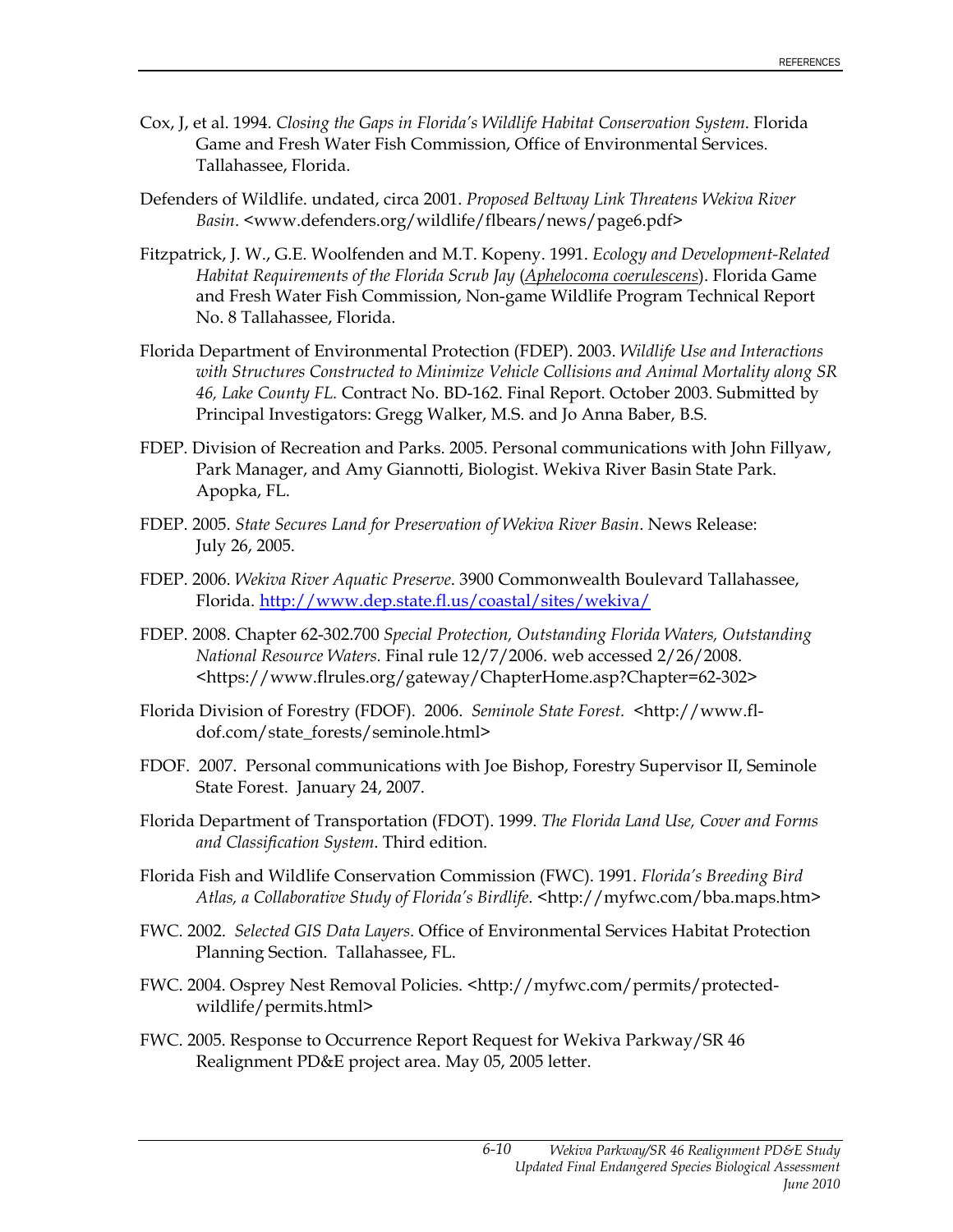Cox, J, et al. 1994. *Closing the Gaps in Florida's Wildlife Habitat Conservation System*. Florida Game and Fresh Water Fish Commission, Office of Environmental Services. Tallahassee, Florida.

Defenders of Wildlife. undated, circa 2001. *Proposed Beltway Link Threatens Wekiva River Basin*. <www.defenders.org/wildlife/flbears/news/page6.pdf>

Fitzpatrick, J. W., G.E. Woolfenden and M.T. Kopeny. 1991. *Ecology and Development-Related Habitat Requirements of the Florida Scrub Jay* (*Aphelocoma coerulescens*). Florida Game and Fresh Water Fish Commission, Non-game Wildlife Program Technical Report No. 8 Tallahassee, Florida.

Florida Department of Environmental Protection (FDEP). 2003. *Wildlife Use and Interactions with Structures Constructed to Minimize Vehicle Collisions and Animal Mortality along SR 46, Lake County FL.* Contract No. BD-162. Final Report. October 2003. Submitted by Principal Investigators: Gregg Walker, M.S. and Jo Anna Baber, B.S.

FDEP. Division of Recreation and Parks. 2005. Personal communications with John Fillyaw, Park Manager, and Amy Giannotti, Biologist. Wekiva River Basin State Park. Apopka, FL.

FDEP. 2005. *State Secures Land for Preservation of Wekiva River Basin*. News Release: July 26, 2005.

FDEP. 2006. *Wekiva River Aquatic Preserve*. 3900 Commonwealth Boulevard Tallahassee, Florida. http://www.dep.state.fl.us/coastal/sites/wekiva/

FDEP. 2008. Chapter 62-302.700 *Special Protection, Outstanding Florida Waters, Outstanding National Resource Waters.* Final rule 12/7/2006. web accessed 2/26/2008. <https://www.flrules.org/gateway/ChapterHome.asp?Chapter=62-302>

Florida Division of Forestry (FDOF). 2006. *Seminole State Forest.* <http://www.fl-dof.com/state_forests/seminole.html>

FDOF. 2007. Personal communications with Joe Bishop, Forestry Supervisor II, Seminole State Forest. January 24, 2007.

Florida Department of Transportation (FDOT). 1999. *The Florida Land Use, Cover and Forms and Classification System*. Third edition.

Florida Fish and Wildlife Conservation Commission (FWC). 1991. *Florida's Breeding Bird Atlas, a Collaborative Study of Florida's Birdlife*. <http://myfwc.com/bba.maps.htm>

FWC. 2002. *Selected GIS Data Layers*. Office of Environmental Services Habitat Protection Planning Section. Tallahassee, FL.

FWC. 2004. Osprey Nest Removal Policies. <http://myfwc.com/permits/protected-wildlife/permits.html>

FWC. 2005. Response to Occurrence Report Request for Wekiva Parkway/SR 46 Realignment PD&E project area. May 05, 2005 letter.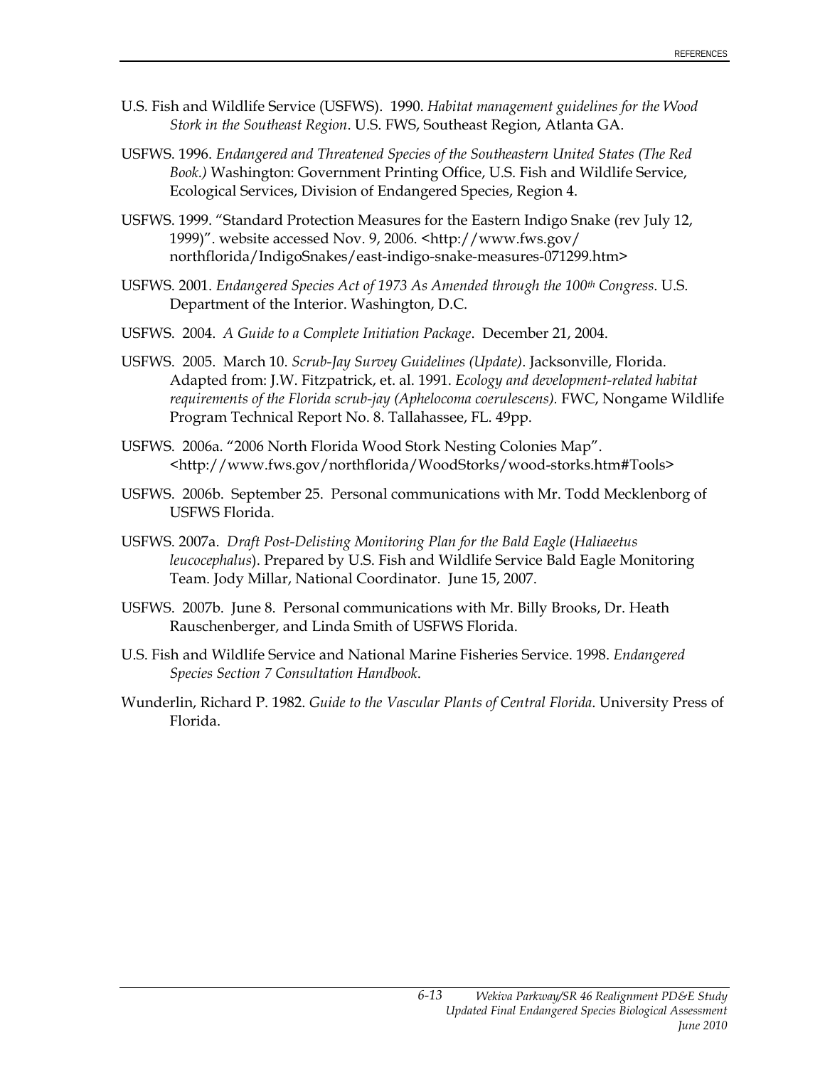U.S. Fish and Wildlife Service (USFWS). 1990. *Habitat management guidelines for the Wood Stork in the Southeast Region*. U.S. FWS, Southeast Region, Atlanta GA.

USFWS. 1996. *Endangered and Threatened Species of the Southeastern United States (The Red Book.)* Washington: Government Printing Office, U.S. Fish and Wildlife Service, Ecological Services, Division of Endangered Species, Region 4.

USFWS. 1999. "Standard Protection Measures for the Eastern Indigo Snake (rev July 12, 1999)". website accessed Nov. 9, 2006. <http://www.fws.gov/northflorida/IndigoSnakes/east-indigo-snake-measures-071299.htm>

USFWS. 2001. *Endangered Species Act of 1973 As Amended through the 100th Congress*. U.S. Department of the Interior. Washington, D.C.

USFWS. 2004. *A Guide to a Complete Initiation Package*. December 21, 2004.

USFWS. 2005. March 10. *Scrub-Jay Survey Guidelines (Update)*. Jacksonville, Florida. Adapted from: J.W. Fitzpatrick, et. al. 1991. *Ecology and development-related habitat requirements of the Florida scrub-jay (Aphelocoma coerulescens).* FWC, Nongame Wildlife Program Technical Report No. 8. Tallahassee, FL. 49pp.

USFWS. 2006a. "2006 North Florida Wood Stork Nesting Colonies Map". <http://www.fws.gov/northflorida/WoodStorks/wood-storks.htm#Tools>

USFWS. 2006b. September 25. Personal communications with Mr. Todd Mecklenborg of USFWS Florida.

USFWS. 2007a. *Draft Post-Delisting Monitoring Plan for the Bald Eagle* (*Haliaeetus leucocephalus*). Prepared by U.S. Fish and Wildlife Service Bald Eagle Monitoring Team. Jody Millar, National Coordinator. June 15, 2007.

USFWS. 2007b. June 8. Personal communications with Mr. Billy Brooks, Dr. Heath Rauschenberger, and Linda Smith of USFWS Florida.

U.S. Fish and Wildlife Service and National Marine Fisheries Service. 1998. *Endangered Species Section 7 Consultation Handbook*.

Wunderlin, Richard P. 1982. *Guide to the Vascular Plants of Central Florida*. University Press of Florida.